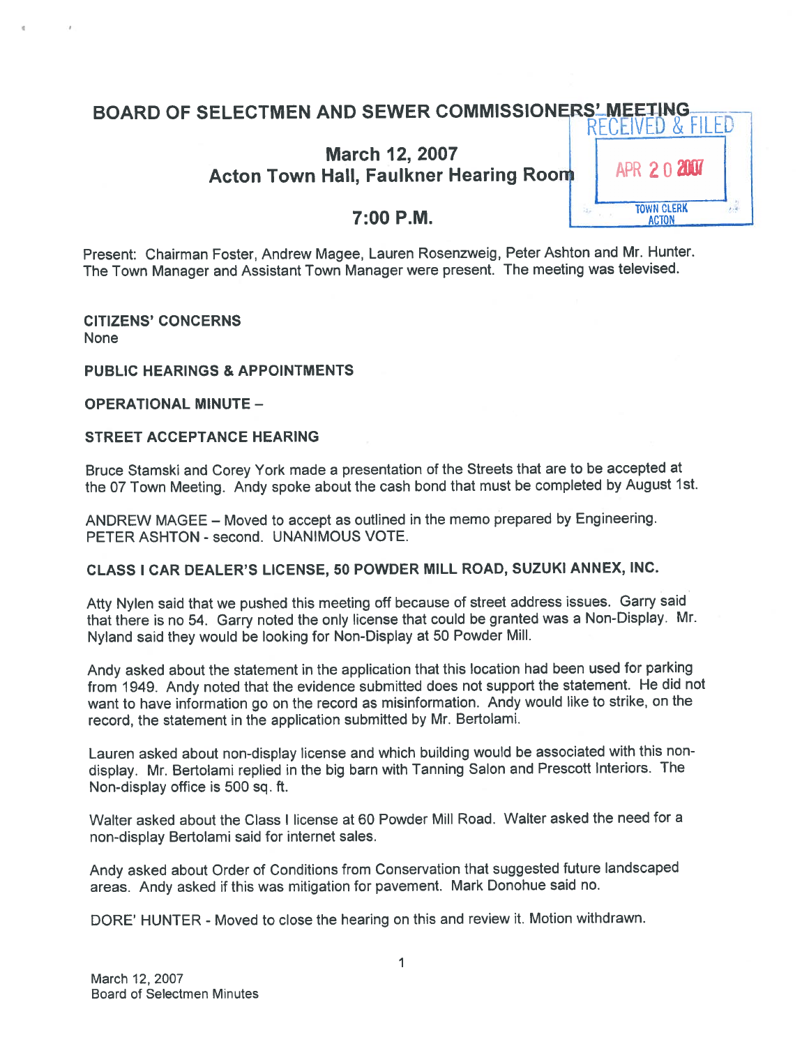# BOARD OF SELECTMEN AND SEWER COMMISSIONERS' MEETING

RECEIVED & FILED
APR 20 2007
TOWN CLERK
ACTON

## March 12, 2007
## Acton Town Hall, Faulkner Hearing Room

## 7:00 P.M.

Present: Chairman Foster, Andrew Magee, Lauren Rosenzweig, Peter Ashton and Mr. Hunter. The Town Manager and Assistant Town Manager were present. The meeting was televised.

**CITIZENS' CONCERNS**
None

**PUBLIC HEARINGS & APPOINTMENTS**

**OPERATIONAL MINUTE –**

**STREET ACCEPTANCE HEARING**

Bruce Stamski and Corey York made a presentation of the Streets that are to be accepted at the 07 Town Meeting. Andy spoke about the cash bond that must be completed by August 1st.

ANDREW MAGEE – Moved to accept as outlined in the memo prepared by Engineering. PETER ASHTON - second. UNANIMOUS VOTE.

**CLASS I CAR DEALER'S LICENSE, 50 POWDER MILL ROAD, SUZUKI ANNEX, INC.**

Atty Nylen said that we pushed this meeting off because of street address issues. Garry said that there is no 54. Garry noted the only license that could be granted was a Non-Display. Mr. Nyland said they would be looking for Non-Display at 50 Powder Mill.

Andy asked about the statement in the application that this location had been used for parking from 1949. Andy noted that the evidence submitted does not support the statement. He did not want to have information go on the record as misinformation. Andy would like to strike, on the record, the statement in the application submitted by Mr. Bertolami.

Lauren asked about non-display license and which building would be associated with this non-display. Mr. Bertolami replied in the big barn with Tanning Salon and Prescott Interiors. The Non-display office is 500 sq. ft.

Walter asked about the Class I license at 60 Powder Mill Road. Walter asked the need for a non-display Bertolami said for internet sales.

Andy asked about Order of Conditions from Conservation that suggested future landscaped areas. Andy asked if this was mitigation for pavement. Mark Donohue said no.

DORE' HUNTER - Moved to close the hearing on this and review it. Motion withdrawn.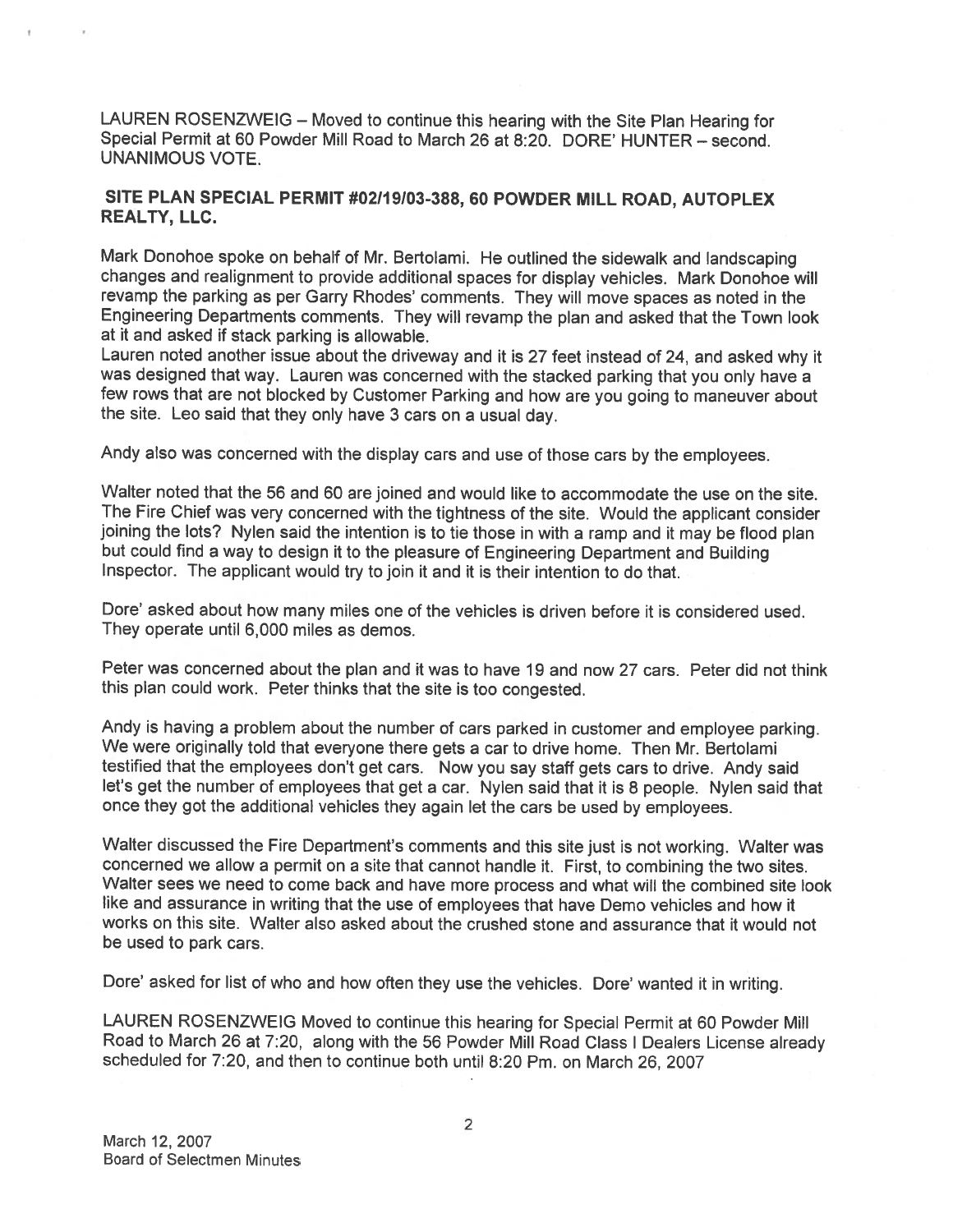LAUREN ROSENZWEIG – Moved to continue this hearing with the Site Plan Hearing for Special Permit at 60 Powder Mill Road to March 26 at 8:20. DORE' HUNTER – second. UNANIMOUS VOTE.

**SITE PLAN SPECIAL PERMIT #02/19/03-388, 60 POWDER MILL ROAD, AUTOPLEX REALTY, LLC.**

Mark Donohoe spoke on behalf of Mr. Bertolami. He outlined the sidewalk and landscaping changes and realignment to provide additional spaces for display vehicles. Mark Donohoe will revamp the parking as per Garry Rhodes' comments. They will move spaces as noted in the Engineering Departments comments. They will revamp the plan and asked that the Town look at it and asked if stack parking is allowable.
Lauren noted another issue about the driveway and it is 27 feet instead of 24, and asked why it was designed that way. Lauren was concerned with the stacked parking that you only have a few rows that are not blocked by Customer Parking and how are you going to maneuver about the site. Leo said that they only have 3 cars on a usual day.

Andy also was concerned with the display cars and use of those cars by the employees.

Walter noted that the 56 and 60 are joined and would like to accommodate the use on the site. The Fire Chief was very concerned with the tightness of the site. Would the applicant consider joining the lots? Nylen said the intention is to tie those in with a ramp and it may be flood plan but could find a way to design it to the pleasure of Engineering Department and Building Inspector. The applicant would try to join it and it is their intention to do that.

Dore' asked about how many miles one of the vehicles is driven before it is considered used. They operate until 6,000 miles as demos.

Peter was concerned about the plan and it was to have 19 and now 27 cars. Peter did not think this plan could work. Peter thinks that the site is too congested.

Andy is having a problem about the number of cars parked in customer and employee parking. We were originally told that everyone there gets a car to drive home. Then Mr. Bertolami testified that the employees don't get cars. Now you say staff gets cars to drive. Andy said let's get the number of employees that get a car. Nylen said that it is 8 people. Nylen said that once they got the additional vehicles they again let the cars be used by employees.

Walter discussed the Fire Department's comments and this site just is not working. Walter was concerned we allow a permit on a site that cannot handle it. First, to combining the two sites. Walter sees we need to come back and have more process and what will the combined site look like and assurance in writing that the use of employees that have Demo vehicles and how it works on this site. Walter also asked about the crushed stone and assurance that it would not be used to park cars.

Dore' asked for list of who and how often they use the vehicles. Dore' wanted it in writing.

LAUREN ROSENZWEIG Moved to continue this hearing for Special Permit at 60 Powder Mill Road to March 26 at 7:20, along with the 56 Powder Mill Road Class I Dealers License already scheduled for 7:20, and then to continue both until 8:20 Pm. on March 26, 2007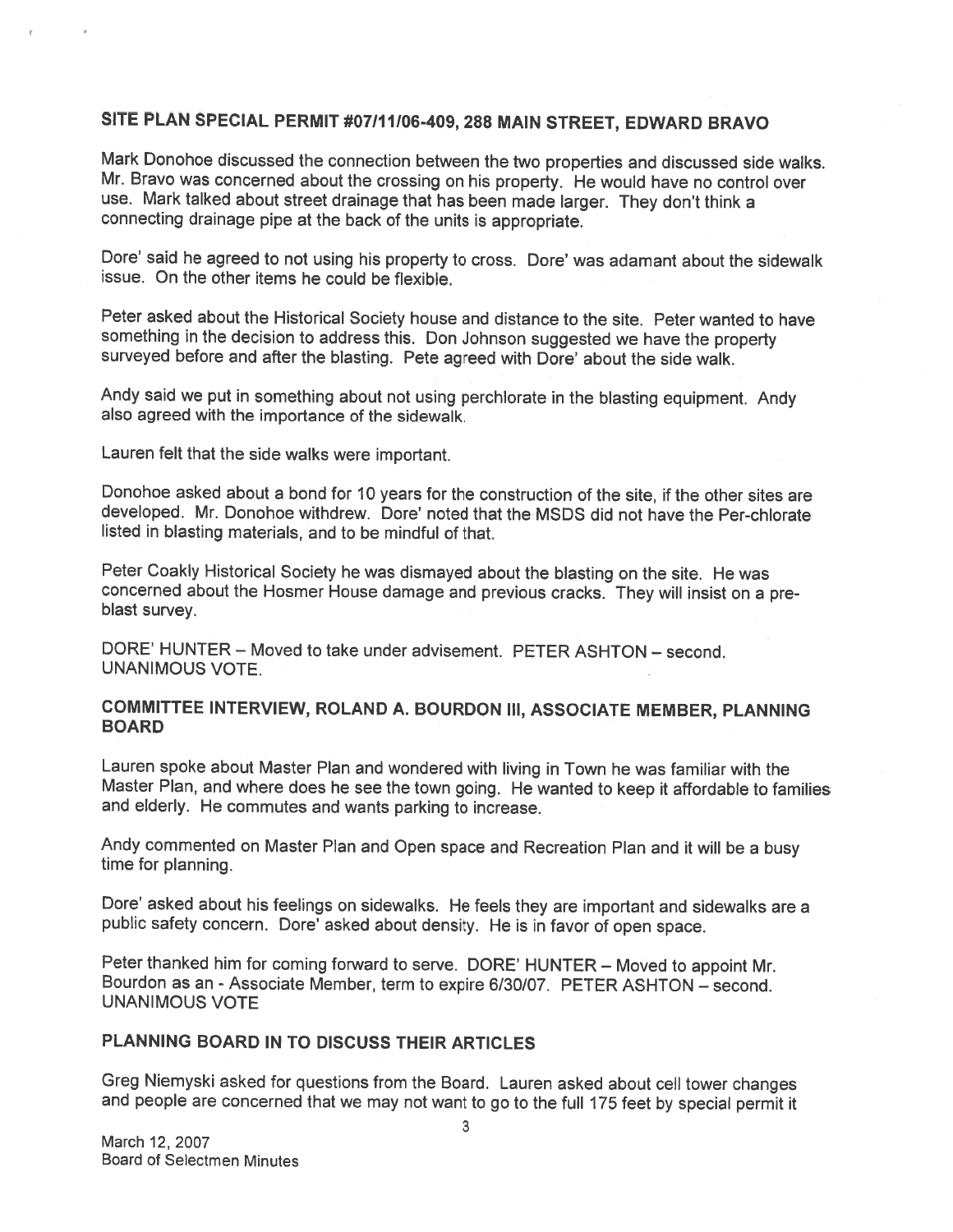## SITE PLAN SPECIAL PERMIT #07/11/06-409, 288 MAIN STREET, EDWARD BRAVO

Mark Donohoe discussed the connection between the two properties and discussed side walks. Mr. Bravo was concerned about the crossing on his property. He would have no control over use. Mark talked about street drainage that has been made larger. They don't think a connecting drainage pipe at the back of the units is appropriate.

Dore' said he agreed to not using his property to cross. Dore' was adamant about the sidewalk issue. On the other items he could be flexible.

Peter asked about the Historical Society house and distance to the site. Peter wanted to have something in the decision to address this. Don Johnson suggested we have the property surveyed before and after the blasting. Pete agreed with Dore' about the side walk.

Andy said we put in something about not using perchlorate in the blasting equipment. Andy also agreed with the importance of the sidewalk.

Lauren felt that the side walks were important.

Donohoe asked about a bond for 10 years for the construction of the site, if the other sites are developed. Mr. Donohoe withdrew. Dore' noted that the MSDS did not have the Per-chlorate listed in blasting materials, and to be mindful of that.

Peter Coakly Historical Society he was dismayed about the blasting on the site. He was concerned about the Hosmer House damage and previous cracks. They will insist on a pre-blast survey.

DORE' HUNTER – Moved to take under advisement. PETER ASHTON – second. UNANIMOUS VOTE.

## COMMITTEE INTERVIEW, ROLAND A. BOURDON III, ASSOCIATE MEMBER, PLANNING BOARD

Lauren spoke about Master Plan and wondered with living in Town he was familiar with the Master Plan, and where does he see the town going. He wanted to keep it affordable to families and elderly. He commutes and wants parking to increase.

Andy commented on Master Plan and Open space and Recreation Plan and it will be a busy time for planning.

Dore' asked about his feelings on sidewalks. He feels they are important and sidewalks are a public safety concern. Dore' asked about density. He is in favor of open space.

Peter thanked him for coming forward to serve. DORE' HUNTER – Moved to appoint Mr. Bourdon as an - Associate Member, term to expire 6/30/07. PETER ASHTON – second. UNANIMOUS VOTE

## PLANNING BOARD IN TO DISCUSS THEIR ARTICLES

Greg Niemyski asked for questions from the Board. Lauren asked about cell tower changes and people are concerned that we may not want to go to the full 175 feet by special permit it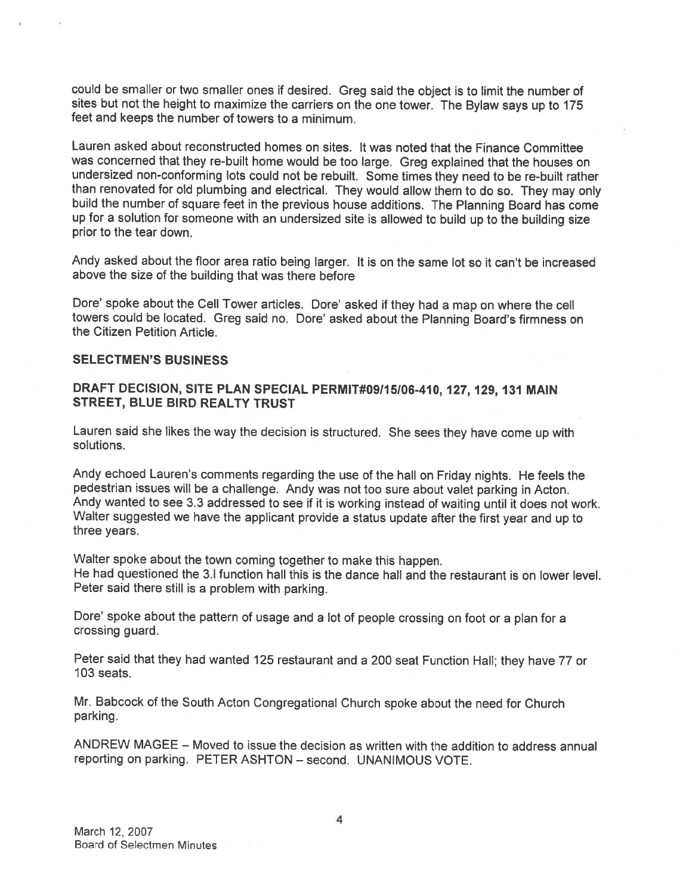could be smaller or two smaller ones if desired. Greg said the object is to limit the number of sites but not the height to maximize the carriers on the one tower. The Bylaw says up to 175 feet and keeps the number of towers to a minimum.

Lauren asked about reconstructed homes on sites. It was noted that the Finance Committee was concerned that they re-built home would be too large. Greg explained that the houses on undersized non-conforming lots could not be rebuilt. Some times they need to be re-built rather than renovated for old plumbing and electrical. They would allow them to do so. They may only build the number of square feet in the previous house additions. The Planning Board has come up for a solution for someone with an undersized site is allowed to build up to the building size prior to the tear down.

Andy asked about the floor area ratio being larger. It is on the same lot so it can't be increased above the size of the building that was there before

Dore' spoke about the Cell Tower articles. Dore' asked if they had a map on where the cell towers could be located. Greg said no. Dore' asked about the Planning Board's firmness on the Citizen Petition Article.

## SELECTMEN'S BUSINESS

### DRAFT DECISION, SITE PLAN SPECIAL PERMIT#09/15/06-410, 127, 129, 131 MAIN STREET, BLUE BIRD REALTY TRUST

Lauren said she likes the way the decision is structured. She sees they have come up with solutions.

Andy echoed Lauren's comments regarding the use of the hall on Friday nights. He feels the pedestrian issues will be a challenge. Andy was not too sure about valet parking in Acton. Andy wanted to see 3.3 addressed to see if it is working instead of waiting until it does not work. Walter suggested we have the applicant provide a status update after the first year and up to three years.

Walter spoke about the town coming together to make this happen.
He had questioned the 3.l function hall this is the dance hall and the restaurant is on lower level. Peter said there still is a problem with parking.

Dore' spoke about the pattern of usage and a lot of people crossing on foot or a plan for a crossing guard.

Peter said that they had wanted 125 restaurant and a 200 seat Function Hall; they have 77 or 103 seats.

Mr. Babcock of the South Acton Congregational Church spoke about the need for Church parking.

ANDREW MAGEE – Moved to issue the decision as written with the addition to address annual reporting on parking. PETER ASHTON – second. UNANIMOUS VOTE.

March 12, 2007
Board of Selectmen Minutes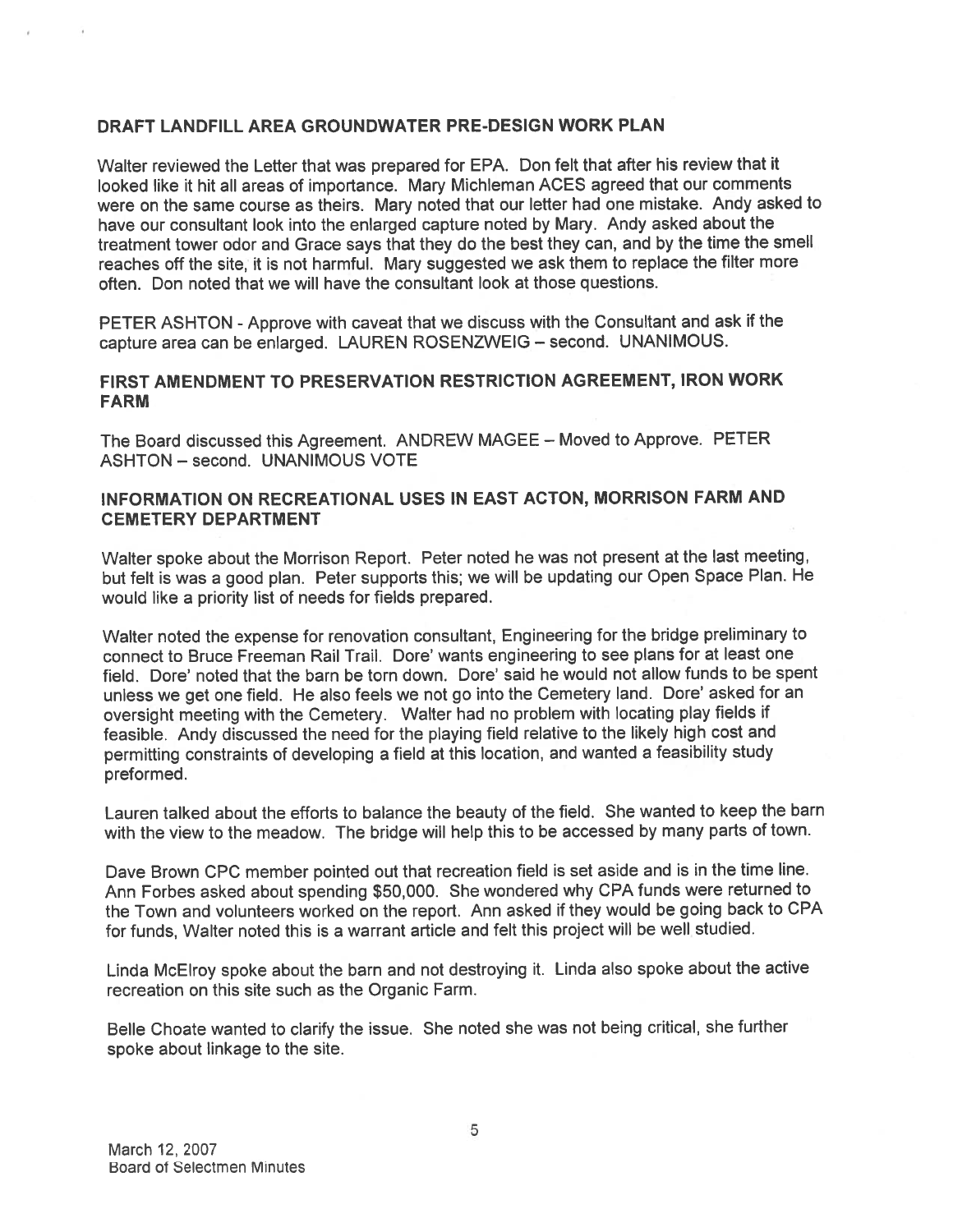## DRAFT LANDFILL AREA GROUNDWATER PRE-DESIGN WORK PLAN

Walter reviewed the Letter that was prepared for EPA. Don felt that after his review that it looked like it hit all areas of importance. Mary Michleman ACES agreed that our comments were on the same course as theirs. Mary noted that our letter had one mistake. Andy asked to have our consultant look into the enlarged capture noted by Mary. Andy asked about the treatment tower odor and Grace says that they do the best they can, and by the time the smell reaches off the site, it is not harmful. Mary suggested we ask them to replace the filter more often. Don noted that we will have the consultant look at those questions.

PETER ASHTON - Approve with caveat that we discuss with the Consultant and ask if the capture area can be enlarged. LAUREN ROSENZWEIG – second. UNANIMOUS.

## FIRST AMENDMENT TO PRESERVATION RESTRICTION AGREEMENT, IRON WORK FARM

The Board discussed this Agreement. ANDREW MAGEE – Moved to Approve. PETER ASHTON – second. UNANIMOUS VOTE

## INFORMATION ON RECREATIONAL USES IN EAST ACTON, MORRISON FARM AND CEMETERY DEPARTMENT

Walter spoke about the Morrison Report. Peter noted he was not present at the last meeting, but felt is was a good plan. Peter supports this; we will be updating our Open Space Plan. He would like a priority list of needs for fields prepared.

Walter noted the expense for renovation consultant, Engineering for the bridge preliminary to connect to Bruce Freeman Rail Trail. Dore' wants engineering to see plans for at least one field. Dore' noted that the barn be torn down. Dore' said he would not allow funds to be spent unless we get one field. He also feels we not go into the Cemetery land. Dore' asked for an oversight meeting with the Cemetery. Walter had no problem with locating play fields if feasible. Andy discussed the need for the playing field relative to the likely high cost and permitting constraints of developing a field at this location, and wanted a feasibility study preformed.

Lauren talked about the efforts to balance the beauty of the field. She wanted to keep the barn with the view to the meadow. The bridge will help this to be accessed by many parts of town.

Dave Brown CPC member pointed out that recreation field is set aside and is in the time line. Ann Forbes asked about spending $50,000. She wondered why CPA funds were returned to the Town and volunteers worked on the report. Ann asked if they would be going back to CPA for funds, Walter noted this is a warrant article and felt this project will be well studied.

Linda McElroy spoke about the barn and not destroying it. Linda also spoke about the active recreation on this site such as the Organic Farm.

Belle Choate wanted to clarify the issue. She noted she was not being critical, she further spoke about linkage to the site.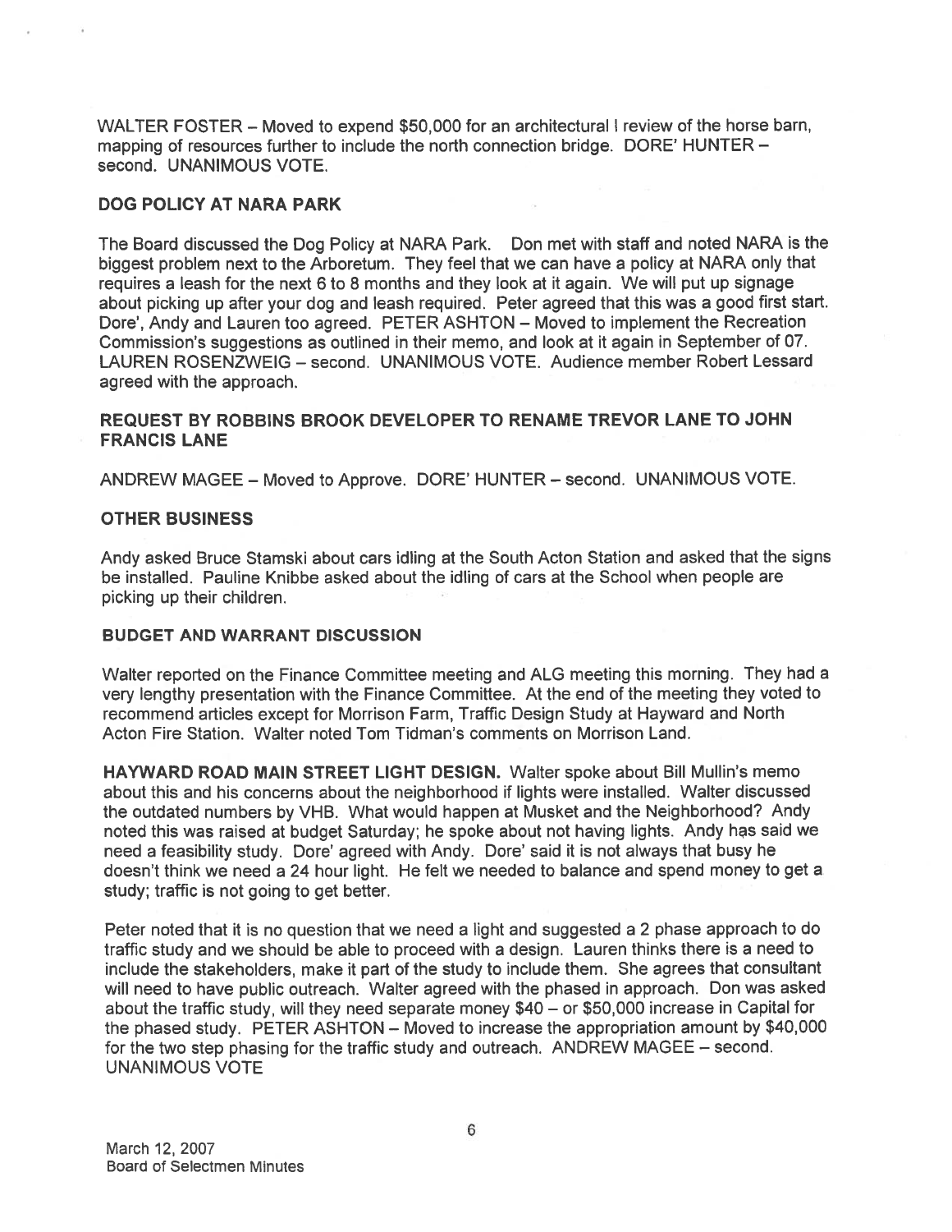WALTER FOSTER – Moved to expend $50,000 for an architectural l review of the horse barn, mapping of resources further to include the north connection bridge. DORE' HUNTER – second. UNANIMOUS VOTE.

**DOG POLICY AT NARA PARK**

The Board discussed the Dog Policy at NARA Park. Don met with staff and noted NARA is the biggest problem next to the Arboretum. They feel that we can have a policy at NARA only that requires a leash for the next 6 to 8 months and they look at it again. We will put up signage about picking up after your dog and leash required. Peter agreed that this was a good first start. Dore', Andy and Lauren too agreed. PETER ASHTON – Moved to implement the Recreation Commission's suggestions as outlined in their memo, and look at it again in September of 07. LAUREN ROSENZWEIG – second. UNANIMOUS VOTE. Audience member Robert Lessard agreed with the approach.

**REQUEST BY ROBBINS BROOK DEVELOPER TO RENAME TREVOR LANE TO JOHN FRANCIS LANE**

ANDREW MAGEE – Moved to Approve. DORE' HUNTER – second. UNANIMOUS VOTE.

**OTHER BUSINESS**

Andy asked Bruce Stamski about cars idling at the South Acton Station and asked that the signs be installed. Pauline Knibbe asked about the idling of cars at the School when people are picking up their children.

**BUDGET AND WARRANT DISCUSSION**

Walter reported on the Finance Committee meeting and ALG meeting this morning. They had a very lengthy presentation with the Finance Committee. At the end of the meeting they voted to recommend articles except for Morrison Farm, Traffic Design Study at Hayward and North Acton Fire Station. Walter noted Tom Tidman's comments on Morrison Land.

**HAYWARD ROAD MAIN STREET LIGHT DESIGN.** Walter spoke about Bill Mullin's memo about this and his concerns about the neighborhood if lights were installed. Walter discussed the outdated numbers by VHB. What would happen at Musket and the Neighborhood? Andy noted this was raised at budget Saturday; he spoke about not having lights. Andy has said we need a feasibility study. Dore' agreed with Andy. Dore' said it is not always that busy he doesn't think we need a 24 hour light. He felt we needed to balance and spend money to get a study; traffic is not going to get better.

Peter noted that it is no question that we need a light and suggested a 2 phase approach to do traffic study and we should be able to proceed with a design. Lauren thinks there is a need to include the stakeholders, make it part of the study to include them. She agrees that consultant will need to have public outreach. Walter agreed with the phased in approach. Don was asked about the traffic study, will they need separate money $40 – or $50,000 increase in Capital for the phased study. PETER ASHTON – Moved to increase the appropriation amount by $40,000 for the two step phasing for the traffic study and outreach. ANDREW MAGEE – second. UNANIMOUS VOTE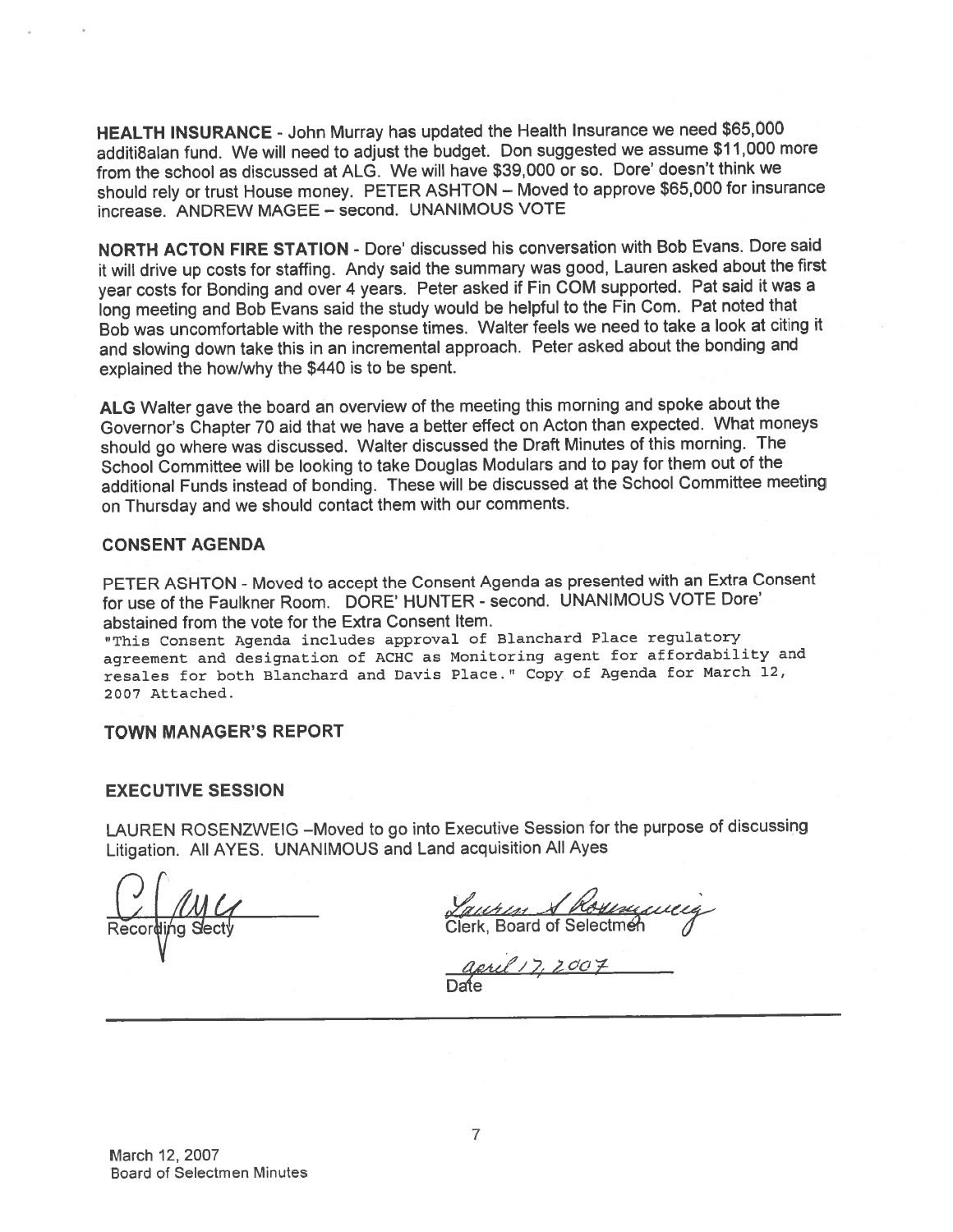**HEALTH INSURANCE** - John Murray has updated the Health Insurance we need $65,000 additi8alan fund. We will need to adjust the budget. Don suggested we assume $11,000 more from the school as discussed at ALG. We will have $39,000 or so. Dore' doesn't think we should rely or trust House money. PETER ASHTON – Moved to approve $65,000 for insurance increase. ANDREW MAGEE – second. UNANIMOUS VOTE

**NORTH ACTON FIRE STATION** - Dore' discussed his conversation with Bob Evans. Dore said it will drive up costs for staffing. Andy said the summary was good, Lauren asked about the first year costs for Bonding and over 4 years. Peter asked if Fin COM supported. Pat said it was a long meeting and Bob Evans said the study would be helpful to the Fin Com. Pat noted that Bob was uncomfortable with the response times. Walter feels we need to take a look at citing it and slowing down take this in an incremental approach. Peter asked about the bonding and explained the how/why the $440 is to be spent.

**ALG** Walter gave the board an overview of the meeting this morning and spoke about the Governor's Chapter 70 aid that we have a better effect on Acton than expected. What moneys should go where was discussed. Walter discussed the Draft Minutes of this morning. The School Committee will be looking to take Douglas Modulars and to pay for them out of the additional Funds instead of bonding. These will be discussed at the School Committee meeting on Thursday and we should contact them with our comments.

## CONSENT AGENDA

PETER ASHTON - Moved to accept the Consent Agenda as presented with an Extra Consent for use of the Faulkner Room. DORE' HUNTER - second. UNANIMOUS VOTE Dore' abstained from the vote for the Extra Consent Item.

"This Consent Agenda includes approval of Blanchard Place regulatory agreement and designation of ACHC as Monitoring agent for affordability and resales for both Blanchard and Davis Place." Copy of Agenda for March 12, 2007 Attached.

## TOWN MANAGER'S REPORT

## EXECUTIVE SESSION

LAUREN ROSENZWEIG –Moved to go into Executive Session for the purpose of discussing Litigation. All AYES. UNANIMOUS and Land acquisition All Ayes

Recording Secty

Clerk, Board of Selectmen

april 17, 2007
Date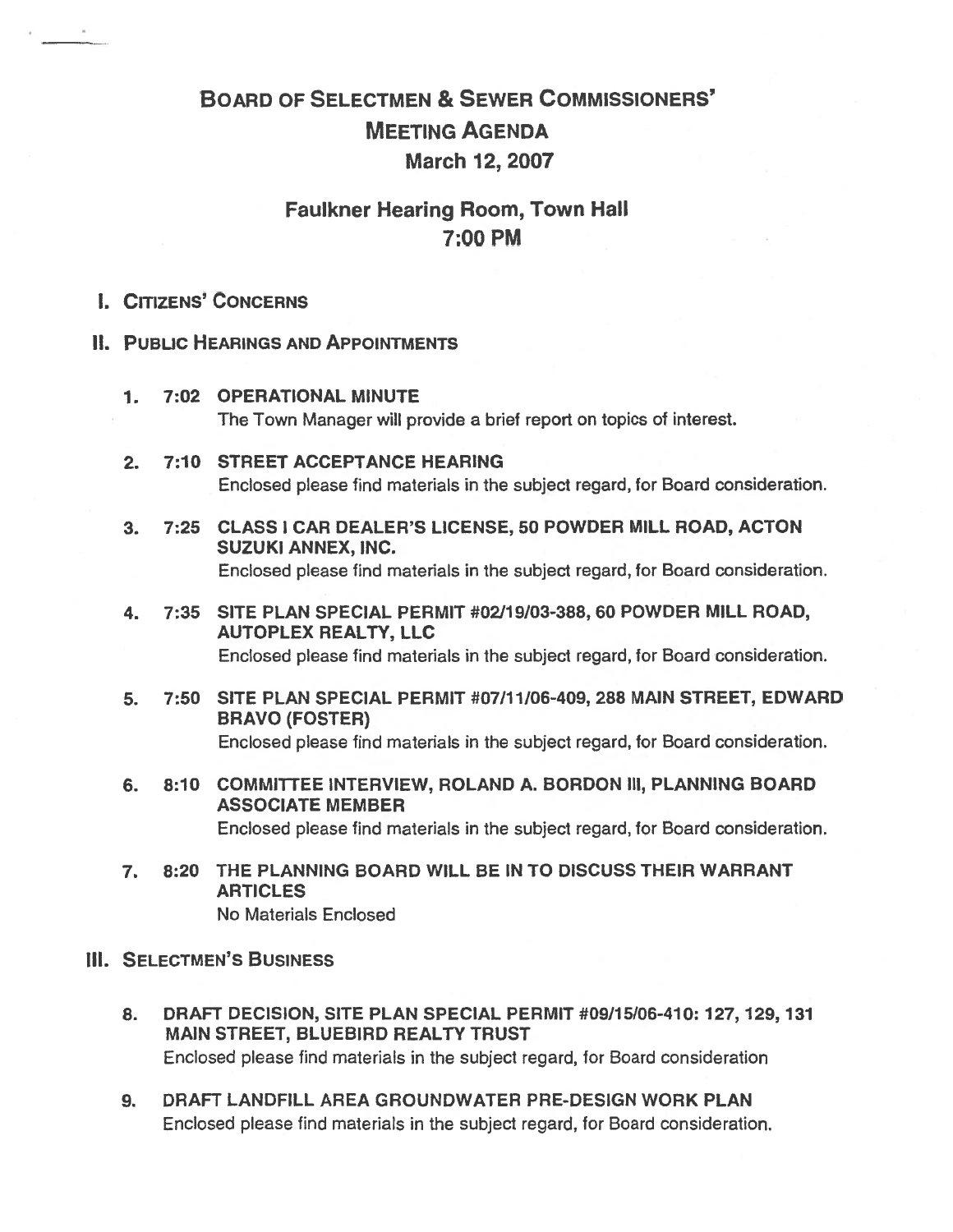# Board of Selectmen & Sewer Commissioners' Meeting Agenda

## March 12, 2007

## Faulkner Hearing Room, Town Hall

## 7:00 PM

### I. Citizens' Concerns

### II. Public Hearings and Appointments

1. **7:02 OPERATIONAL MINUTE**
   The Town Manager will provide a brief report on topics of interest.

2. **7:10 STREET ACCEPTANCE HEARING**
   Enclosed please find materials in the subject regard, for Board consideration.

3. **7:25 CLASS I CAR DEALER'S LICENSE, 50 POWDER MILL ROAD, ACTON SUZUKI ANNEX, INC.**
   Enclosed please find materials in the subject regard, for Board consideration.

4. **7:35 SITE PLAN SPECIAL PERMIT #02/19/03-388, 60 POWDER MILL ROAD, AUTOPLEX REALTY, LLC**
   Enclosed please find materials in the subject regard, for Board consideration.

5. **7:50 SITE PLAN SPECIAL PERMIT #07/11/06-409, 288 MAIN STREET, EDWARD BRAVO (FOSTER)**
   Enclosed please find materials in the subject regard, for Board consideration.

6. **8:10 COMMITTEE INTERVIEW, ROLAND A. BORDON III, PLANNING BOARD ASSOCIATE MEMBER**
   Enclosed please find materials in the subject regard, for Board consideration.

7. **8:20 THE PLANNING BOARD WILL BE IN TO DISCUSS THEIR WARRANT ARTICLES**
   No Materials Enclosed

### III. Selectmen's Business

8. **DRAFT DECISION, SITE PLAN SPECIAL PERMIT #09/15/06-410: 127, 129, 131 MAIN STREET, BLUEBIRD REALTY TRUST**
   Enclosed please find materials in the subject regard, for Board consideration

9. **DRAFT LANDFILL AREA GROUNDWATER PRE-DESIGN WORK PLAN**
   Enclosed please find materials in the subject regard, for Board consideration.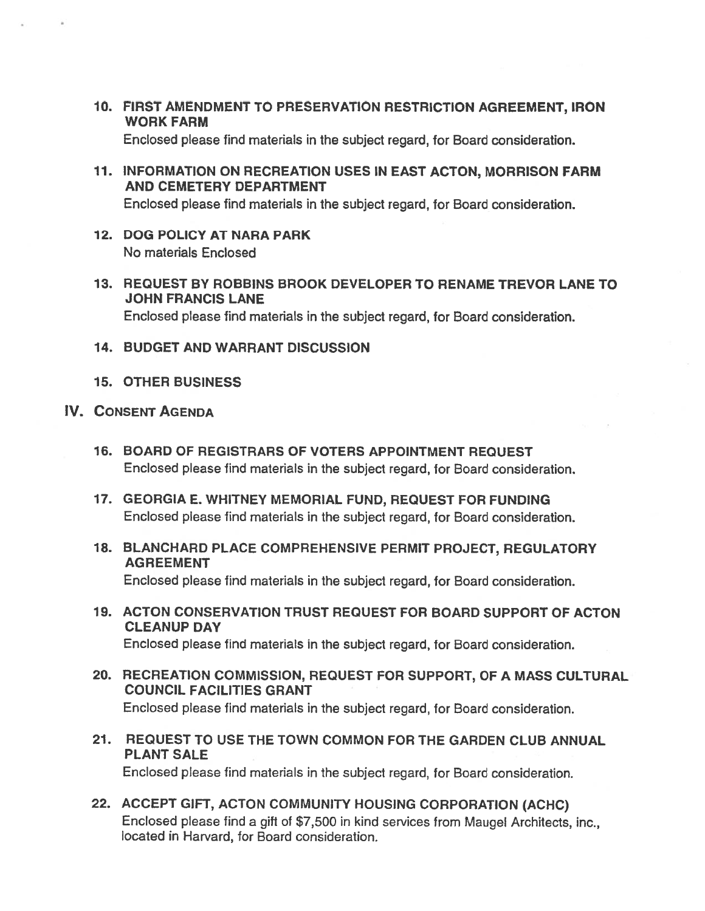10. **FIRST AMENDMENT TO PRESERVATION RESTRICTION AGREEMENT, IRON WORK FARM**
    Enclosed please find materials in the subject regard, for Board consideration.

11. **INFORMATION ON RECREATION USES IN EAST ACTON, MORRISON FARM AND CEMETERY DEPARTMENT**
    Enclosed please find materials in the subject regard, for Board consideration.

12. **DOG POLICY AT NARA PARK**
    No materials Enclosed

13. **REQUEST BY ROBBINS BROOK DEVELOPER TO RENAME TREVOR LANE TO JOHN FRANCIS LANE**
    Enclosed please find materials in the subject regard, for Board consideration.

14. **BUDGET AND WARRANT DISCUSSION**

15. **OTHER BUSINESS**

## IV. CONSENT AGENDA

16. **BOARD OF REGISTRARS OF VOTERS APPOINTMENT REQUEST**
    Enclosed please find materials in the subject regard, for Board consideration.

17. **GEORGIA E. WHITNEY MEMORIAL FUND, REQUEST FOR FUNDING**
    Enclosed please find materials in the subject regard, for Board consideration.

18. **BLANCHARD PLACE COMPREHENSIVE PERMIT PROJECT, REGULATORY AGREEMENT**
    Enclosed please find materials in the subject regard, for Board consideration.

19. **ACTON CONSERVATION TRUST REQUEST FOR BOARD SUPPORT OF ACTON CLEANUP DAY**
    Enclosed please find materials in the subject regard, for Board consideration.

20. **RECREATION COMMISSION, REQUEST FOR SUPPORT, OF A MASS CULTURAL COUNCIL FACILITIES GRANT**
    Enclosed please find materials in the subject regard, for Board consideration.

21. **REQUEST TO USE THE TOWN COMMON FOR THE GARDEN CLUB ANNUAL PLANT SALE**
    Enclosed please find materials in the subject regard, for Board consideration.

22. **ACCEPT GIFT, ACTON COMMUNITY HOUSING CORPORATION (ACHC)**
    Enclosed please find a gift of $7,500 in kind services from Maugel Architects, inc., located in Harvard, for Board consideration.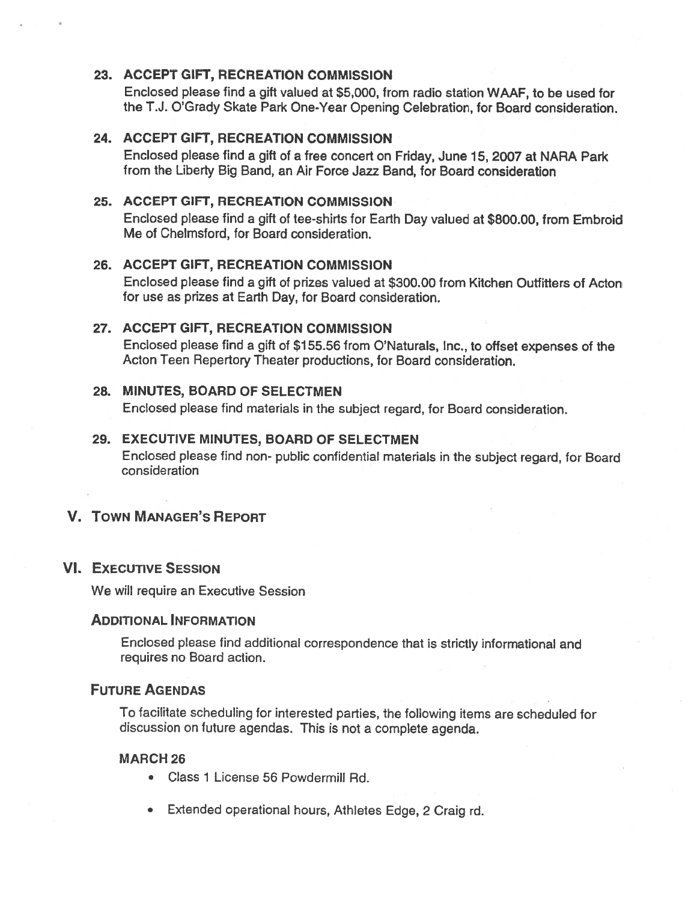### 23. ACCEPT GIFT, RECREATION COMMISSION

Enclosed please find a gift valued at $5,000, from radio station WAAF, to be used for the T.J. O'Grady Skate Park One-Year Opening Celebration, for Board consideration.

### 24. ACCEPT GIFT, RECREATION COMMISSION

Enclosed please find a gift of a free concert on Friday, June 15, 2007 at NARA Park from the Liberty Big Band, an Air Force Jazz Band, for Board consideration

### 25. ACCEPT GIFT, RECREATION COMMISSION

Enclosed please find a gift of tee-shirts for Earth Day valued at $800.00, from Embroid Me of Chelmsford, for Board consideration.

### 26. ACCEPT GIFT, RECREATION COMMISSION

Enclosed please find a gift of prizes valued at $300.00 from Kitchen Outfitters of Acton for use as prizes at Earth Day, for Board consideration.

### 27. ACCEPT GIFT, RECREATION COMMISSION

Enclosed please find a gift of $155.56 from O'Naturals, Inc., to offset expenses of the Acton Teen Repertory Theater productions, for Board consideration.

### 28. MINUTES, BOARD OF SELECTMEN

Enclosed please find materials in the subject regard, for Board consideration.

### 29. EXECUTIVE MINUTES, BOARD OF SELECTMEN

Enclosed please find non- public confidential materials in the subject regard, for Board consideration

## V. TOWN MANAGER'S REPORT

## VI. EXECUTIVE SESSION

We will require an Executive Session

### ADDITIONAL INFORMATION

Enclosed please find additional correspondence that is strictly informational and requires no Board action.

### FUTURE AGENDAS

To facilitate scheduling for interested parties, the following items are scheduled for discussion on future agendas. This is not a complete agenda.

**MARCH 26**

- Class 1 License 56 Powdermill Rd.
- Extended operational hours, Athletes Edge, 2 Craig rd.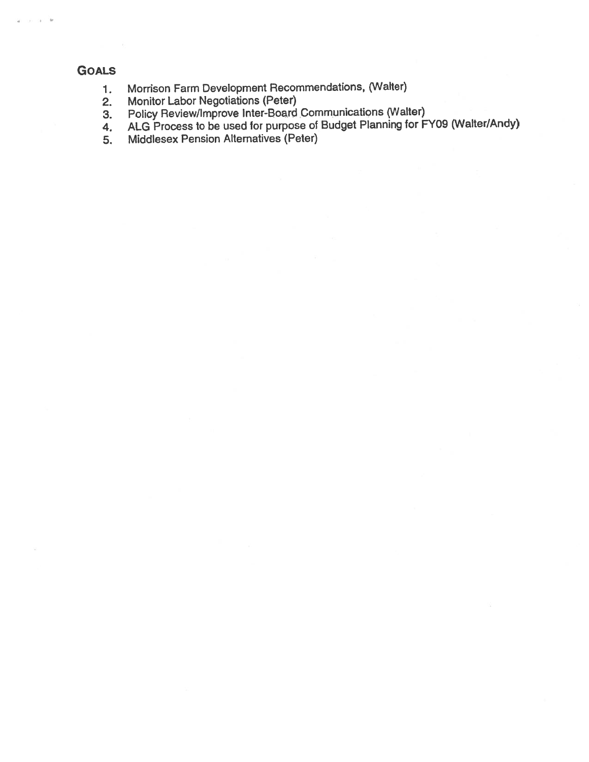## GOALS

1. Morrison Farm Development Recommendations, (Walter)
2. Monitor Labor Negotiations (Peter)
3. Policy Review/Improve Inter-Board Communications (Walter)
4. ALG Process to be used for purpose of Budget Planning for FY09 (Walter/Andy)
5. Middlesex Pension Alternatives (Peter)